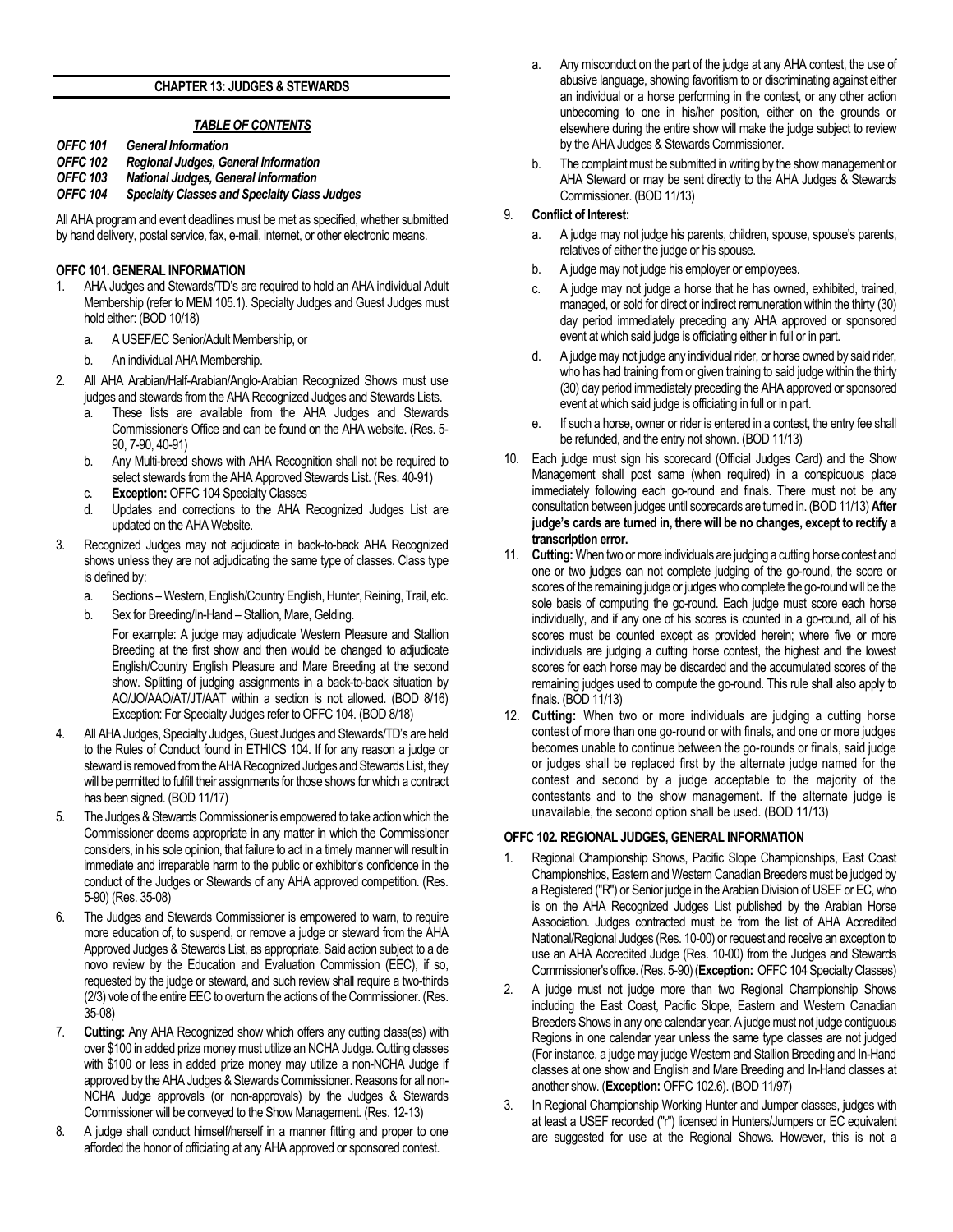## CHAPTER 13: JUDGES & STEWARDS

### *TABLE OF CONTENTS*

***OFFC 101*** ***General Information***
***OFFC 102*** ***Regional Judges, General Information***
***OFFC 103*** ***National Judges, General Information***
***OFFC 104*** ***Specialty Classes and Specialty Class Judges***

All AHA program and event deadlines must be met as specified, whether submitted by hand delivery, postal service, fax, e-mail, internet, or other electronic means.

### OFFC 101. GENERAL INFORMATION

1. AHA Judges and Stewards/TD's are required to hold an AHA individual Adult Membership (refer to MEM 105.1). Specialty Judges and Guest Judges must hold either: (BOD 10/18)
   a. A USEF/EC Senior/Adult Membership, or
   b. An individual AHA Membership.
2. All AHA Arabian/Half-Arabian/Anglo-Arabian Recognized Shows must use judges and stewards from the AHA Recognized Judges and Stewards Lists.
   a. These lists are available from the AHA Judges and Stewards Commissioner's Office and can be found on the AHA website. (Res. 5-90, 7-90, 40-91)
   b. Any Multi-breed shows with AHA Recognition shall not be required to select stewards from the AHA Approved Stewards List. (Res. 40-91)
   c. **Exception:** OFFC 104 Specialty Classes
   d. Updates and corrections to the AHA Recognized Judges List are updated on the AHA Website.
3. Recognized Judges may not adjudicate in back-to-back AHA Recognized shows unless they are not adjudicating the same type of classes. Class type is defined by:
   a. Sections – Western, English/Country English, Hunter, Reining, Trail, etc.
   b. Sex for Breeding/In-Hand – Stallion, Mare, Gelding.

   For example: A judge may adjudicate Western Pleasure and Stallion Breeding at the first show and then would be changed to adjudicate English/Country English Pleasure and Mare Breeding at the second show. Splitting of judging assignments in a back-to-back situation by AO/JO/AAO/AT/JT/AAT within a section is not allowed. (BOD 8/16) Exception: For Specialty Judges refer to OFFC 104. (BOD 8/18)
4. All AHA Judges, Specialty Judges, Guest Judges and Stewards/TD's are held to the Rules of Conduct found in ETHICS 104. If for any reason a judge or steward is removed from the AHA Recognized Judges and Stewards List, they will be permitted to fulfill their assignments for those shows for which a contract has been signed. (BOD 11/17)
5. The Judges & Stewards Commissioner is empowered to take action which the Commissioner deems appropriate in any matter in which the Commissioner considers, in his sole opinion, that failure to act in a timely manner will result in immediate and irreparable harm to the public or exhibitor's confidence in the conduct of the Judges or Stewards of any AHA approved competition. (Res. 5-90) (Res. 35-08)
6. The Judges and Stewards Commissioner is empowered to warn, to require more education of, to suspend, or remove a judge or steward from the AHA Approved Judges & Stewards List, as appropriate. Said action subject to a de novo review by the Education and Evaluation Commission (EEC), if so, requested by the judge or steward, and such review shall require a two-thirds (2/3) vote of the entire EEC to overturn the actions of the Commissioner. (Res. 35-08)
7. **Cutting:** Any AHA Recognized show which offers any cutting class(es) with over $100 in added prize money must utilize an NCHA Judge. Cutting classes with $100 or less in added prize money may utilize a non-NCHA Judge if approved by the AHA Judges & Stewards Commissioner. Reasons for all non-NCHA Judge approvals (or non-approvals) by the Judges & Stewards Commissioner will be conveyed to the Show Management. (Res. 12-13)
8. A judge shall conduct himself/herself in a manner fitting and proper to one afforded the honor of officiating at any AHA approved or sponsored contest.
   a. Any misconduct on the part of the judge at any AHA contest, the use of abusive language, showing favoritism to or discriminating against either an individual or a horse performing in the contest, or any other action unbecoming to one in his/her position, either on the grounds or elsewhere during the entire show will make the judge subject to review by the AHA Judges & Stewards Commissioner.
   b. The complaint must be submitted in writing by the show management or AHA Steward or may be sent directly to the AHA Judges & Stewards Commissioner. (BOD 11/13)
9. **Conflict of Interest:**
   a. A judge may not judge his parents, children, spouse, spouse's parents, relatives of either the judge or his spouse.
   b. A judge may not judge his employer or employees.
   c. A judge may not judge a horse that he has owned, exhibited, trained, managed, or sold for direct or indirect remuneration within the thirty (30) day period immediately preceding any AHA approved or sponsored event at which said judge is officiating either in full or in part.
   d. A judge may not judge any individual rider, or horse owned by said rider, who has had training from or given training to said judge within the thirty (30) day period immediately preceding the AHA approved or sponsored event at which said judge is officiating in full or in part.
   e. If such a horse, owner or rider is entered in a contest, the entry fee shall be refunded, and the entry not shown. (BOD 11/13)
10. Each judge must sign his scorecard (Official Judges Card) and the Show Management shall post same (when required) in a conspicuous place immediately following each go-round and finals. There must not be any consultation between judges until scorecards are turned in. (BOD 11/13) **After judge's cards are turned in, there will be no changes, except to rectify a transcription error.**
11. **Cutting:** When two or more individuals are judging a cutting horse contest and one or two judges can not complete judging of the go-round, the score or scores of the remaining judge or judges who complete the go-round will be the sole basis of computing the go-round. Each judge must score each horse individually, and if any one of his scores is counted in a go-round, all of his scores must be counted except as provided herein; where five or more individuals are judging a cutting horse contest, the highest and the lowest scores for each horse may be discarded and the accumulated scores of the remaining judges used to compute the go-round. This rule shall also apply to finals. (BOD 11/13)
12. **Cutting:** When two or more individuals are judging a cutting horse contest of more than one go-round or with finals, and one or more judges becomes unable to continue between the go-rounds or finals, said judge or judges shall be replaced first by the alternate judge named for the contest and second by a judge acceptable to the majority of the contestants and to the show management. If the alternate judge is unavailable, the second option shall be used. (BOD 11/13)

### OFFC 102. REGIONAL JUDGES, GENERAL INFORMATION

1. Regional Championship Shows, Pacific Slope Championships, East Coast Championships, Eastern and Western Canadian Breeders must be judged by a Registered ("R") or Senior judge in the Arabian Division of USEF or EC, who is on the AHA Recognized Judges List published by the Arabian Horse Association. Judges contracted must be from the list of AHA Accredited National/Regional Judges (Res. 10-00) or request and receive an exception to use an AHA Accredited Judge (Res. 10-00) from the Judges and Stewards Commissioner's office. (Res. 5-90) (**Exception:** OFFC 104 Specialty Classes)
2. A judge must not judge more than two Regional Championship Shows including the East Coast, Pacific Slope, Eastern and Western Canadian Breeders Shows in any one calendar year. A judge must not judge contiguous Regions in one calendar year unless the same type classes are not judged (For instance, a judge may judge Western and Stallion Breeding and In-Hand classes at one show and English and Mare Breeding and In-Hand classes at another show. (**Exception:** OFFC 102.6). (BOD 11/97)
3. In Regional Championship Working Hunter and Jumper classes, judges with at least a USEF recorded ("r") licensed in Hunters/Jumpers or EC equivalent are suggested for use at the Regional Shows. However, this is not a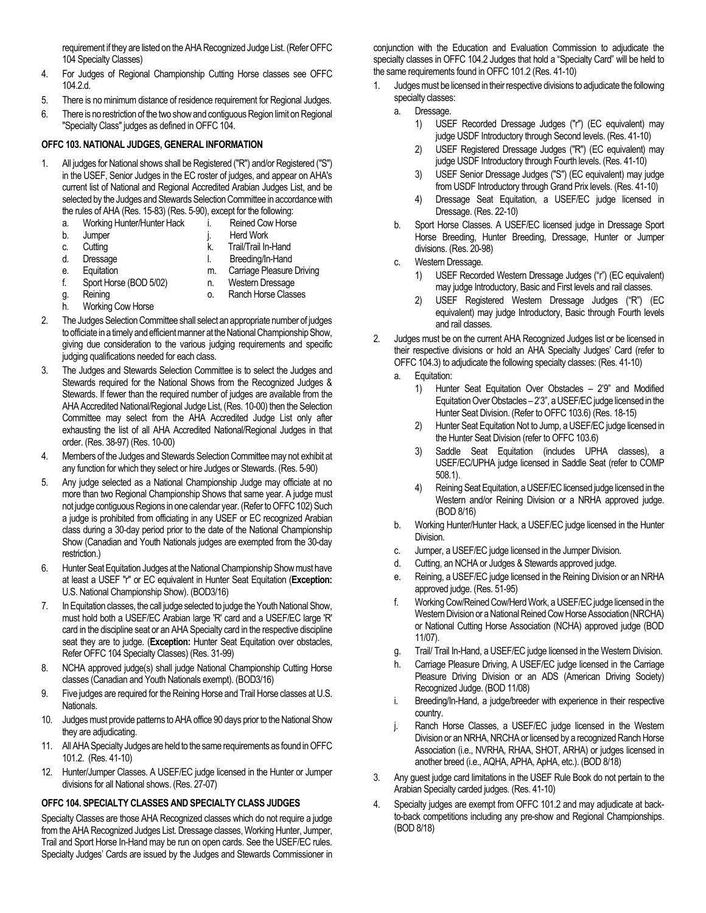requirement if they are listed on the AHA Recognized Judge List. (Refer OFFC 104 Specialty Classes)

4. For Judges of Regional Championship Cutting Horse classes see OFFC 104.2.d.
5. There is no minimum distance of residence requirement for Regional Judges.
6. There is no restriction of the two show and contiguous Region limit on Regional "Specialty Class" judges as defined in OFFC 104.

**OFFC 103. NATIONAL JUDGES, GENERAL INFORMATION**

1. All judges for National shows shall be Registered ("R") and/or Registered ("S") in the USEF, Senior Judges in the EC roster of judges, and appear on AHA's current list of National and Regional Accredited Arabian Judges List, and be selected by the Judges and Stewards Selection Committee in accordance with the rules of AHA (Res. 15-83) (Res. 5-90), except for the following:
   a. Working Hunter/Hunter Hack
   b. Jumper
   c. Cutting
   d. Dressage
   e. Equitation
   f. Sport Horse (BOD 5/02)
   g. Reining
   h. Working Cow Horse
   i. Reined Cow Horse
   j. Herd Work
   k. Trail/Trail In-Hand
   l. Breeding/In-Hand
   m. Carriage Pleasure Driving
   n. Western Dressage
   o. Ranch Horse Classes
2. The Judges Selection Committee shall select an appropriate number of judges to officiate in a timely and efficient manner at the National Championship Show, giving due consideration to the various judging requirements and specific judging qualifications needed for each class.
3. The Judges and Stewards Selection Committee is to select the Judges and Stewards required for the National Shows from the Recognized Judges & Stewards. If fewer than the required number of judges are available from the AHA Accredited National/Regional Judge List, (Res. 10-00) then the Selection Committee may select from the AHA Accredited Judge List only after exhausting the list of all AHA Accredited National/Regional Judges in that order. (Res. 38-97) (Res. 10-00)
4. Members of the Judges and Stewards Selection Committee may not exhibit at any function for which they select or hire Judges or Stewards. (Res. 5-90)
5. Any judge selected as a National Championship Judge may officiate at no more than two Regional Championship Shows that same year. A judge must not judge contiguous Regions in one calendar year. (Refer to OFFC 102) Such a judge is prohibited from officiating in any USEF or EC recognized Arabian class during a 30-day period prior to the date of the National Championship Show (Canadian and Youth Nationals judges are exempted from the 30-day restriction.)
6. Hunter Seat Equitation Judges at the National Championship Show must have at least a USEF "r" or EC equivalent in Hunter Seat Equitation (**Exception:** U.S. National Championship Show). (BOD3/16)
7. In Equitation classes, the call judge selected to judge the Youth National Show, must hold both a USEF/EC Arabian large 'R' card and a USEF/EC large 'R' card in the discipline seat or an AHA Specialty card in the respective discipline seat they are to judge. (**Exception:** Hunter Seat Equitation over obstacles, Refer OFFC 104 Specialty Classes) (Res. 31-99)
8. NCHA approved judge(s) shall judge National Championship Cutting Horse classes (Canadian and Youth Nationals exempt). (BOD3/16)
9. Five judges are required for the Reining Horse and Trail Horse classes at U.S. Nationals.
10. Judges must provide patterns to AHA office 90 days prior to the National Show they are adjudicating.
11. All AHA Specialty Judges are held to the same requirements as found in OFFC 101.2. (Res. 41-10)
12. Hunter/Jumper Classes. A USEF/EC judge licensed in the Hunter or Jumper divisions for all National shows. (Res. 27-07)

**OFFC 104. SPECIALTY CLASSES AND SPECIALTY CLASS JUDGES**

Specialty Classes are those AHA Recognized classes which do not require a judge from the AHA Recognized Judges List. Dressage classes, Working Hunter, Jumper, Trail and Sport Horse In-Hand may be run on open cards. See the USEF/EC rules. Specialty Judges' Cards are issued by the Judges and Stewards Commissioner in conjunction with the Education and Evaluation Commission to adjudicate the specialty classes in OFFC 104.2 Judges that hold a "Specialty Card" will be held to the same requirements found in OFFC 101.2 (Res. 41-10)

1. Judges must be licensed in their respective divisions to adjudicate the following specialty classes:
   a. Dressage.
      1) USEF Recorded Dressage Judges ("r") (EC equivalent) may judge USDF Introductory through Second levels. (Res. 41-10)
      2) USEF Registered Dressage Judges ("R") (EC equivalent) may judge USDF Introductory through Fourth levels. (Res. 41-10)
      3) USEF Senior Dressage Judges ("S") (EC equivalent) may judge from USDF Introductory through Grand Prix levels. (Res. 41-10)
      4) Dressage Seat Equitation, a USEF/EC judge licensed in Dressage. (Res. 22-10)
   b. Sport Horse Classes. A USEF/EC licensed judge in Dressage Sport Horse Breeding, Hunter Breeding, Dressage, Hunter or Jumper divisions. (Res. 20-98)
   c. Western Dressage.
      1) USEF Recorded Western Dressage Judges ("r") (EC equivalent) may judge Introductory, Basic and First levels and rail classes.
      2) USEF Registered Western Dressage Judges ("R") (EC equivalent) may judge Introductory, Basic through Fourth levels and rail classes.
2. Judges must be on the current AHA Recognized Judges list or be licensed in their respective divisions or hold an AHA Specialty Judges' Card (refer to OFFC 104.3) to adjudicate the following specialty classes: (Res. 41-10)
   a. Equitation:
      1) Hunter Seat Equitation Over Obstacles – 2'9" and Modified Equitation Over Obstacles – 2'3", a USEF/EC judge licensed in the Hunter Seat Division. (Refer to OFFC 103.6) (Res. 18-15)
      2) Hunter Seat Equitation Not to Jump, a USEF/EC judge licensed in the Hunter Seat Division (refer to OFFC 103.6)
      3) Saddle Seat Equitation (includes UPHA classes), a USEF/EC/UPHA judge licensed in Saddle Seat (refer to COMP 508.1).
      4) Reining Seat Equitation, a USEF/EC licensed judge licensed in the Western and/or Reining Division or a NRHA approved judge. (BOD 8/16)
   b. Working Hunter/Hunter Hack, a USEF/EC judge licensed in the Hunter Division.
   c. Jumper, a USEF/EC judge licensed in the Jumper Division.
   d. Cutting, an NCHA or Judges & Stewards approved judge.
   e. Reining, a USEF/EC judge licensed in the Reining Division or an NRHA approved judge. (Res. 51-95)
   f. Working Cow/Reined Cow/Herd Work, a USEF/EC judge licensed in the Western Division or a National Reined Cow Horse Association (NRCHA) or National Cutting Horse Association (NCHA) approved judge (BOD 11/07).
   g. Trail/ Trail In-Hand, a USEF/EC judge licensed in the Western Division.
   h. Carriage Pleasure Driving, A USEF/EC judge licensed in the Carriage Pleasure Driving Division or an ADS (American Driving Society) Recognized Judge. (BOD 11/08)
   i. Breeding/In-Hand, a judge/breeder with experience in their respective country.
   j. Ranch Horse Classes, a USEF/EC judge licensed in the Western Division or an NRHA, NRCHA or licensed by a recognized Ranch Horse Association (i.e., NVRHA, RHAA, SHOT, ARHA) or judges licensed in another breed (i.e., AQHA, APHA, ApHA, etc.). (BOD 8/18)
3. Any guest judge card limitations in the USEF Rule Book do not pertain to the Arabian Specialty carded judges. (Res. 41-10)
4. Specialty judges are exempt from OFFC 101.2 and may adjudicate at back-to-back competitions including any pre-show and Regional Championships. (BOD 8/18)